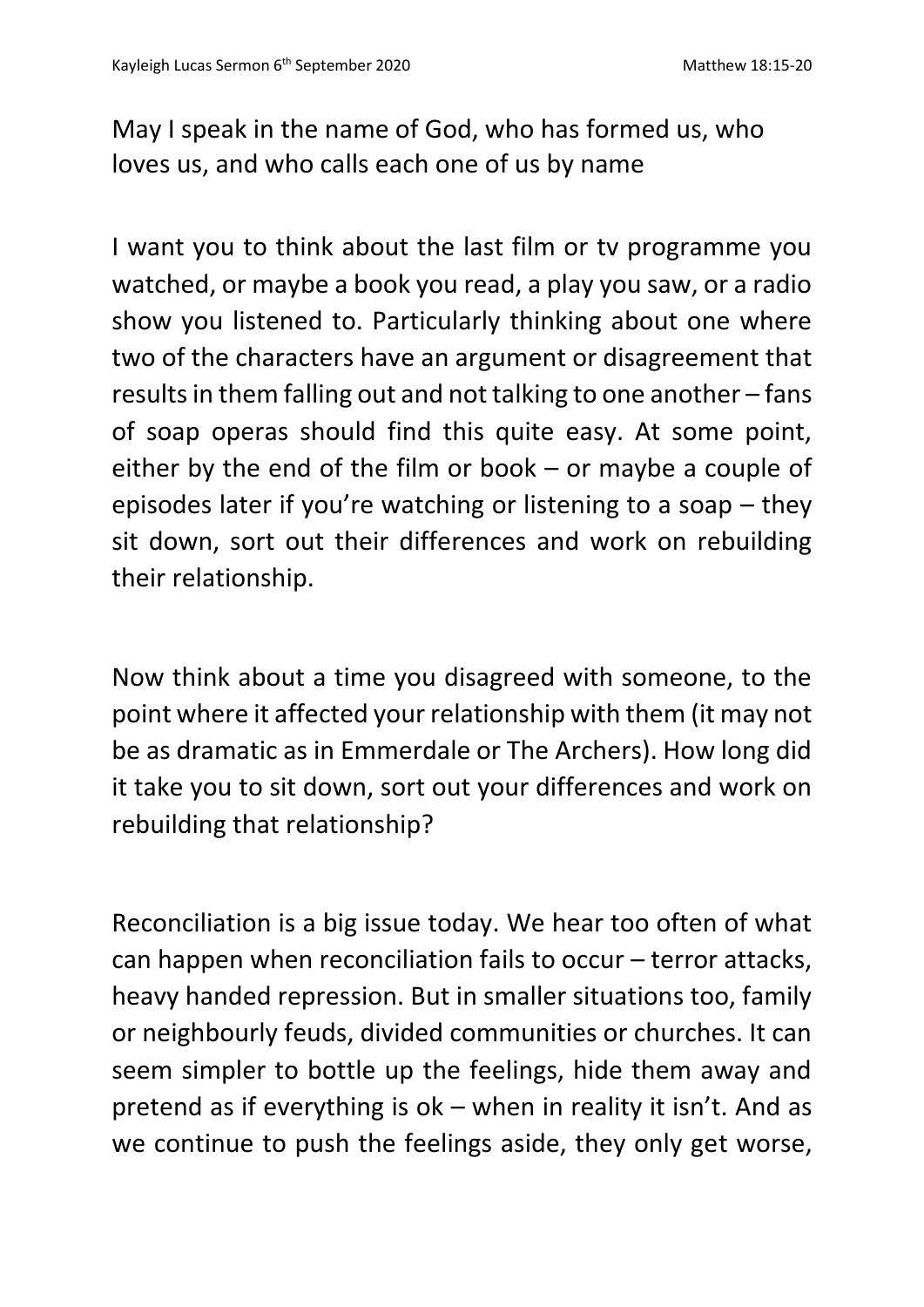May I speak in the name of God, who has formed us, who loves us, and who calls each one of us by name

I want you to think about the last film or tv programme you watched, or maybe a book you read, a play you saw, or a radio show you listened to. Particularly thinking about one where two of the characters have an argument or disagreement that results in them falling out and not talking to one another – fans of soap operas should find this quite easy. At some point, either by the end of the film or book – or maybe a couple of episodes later if you're watching or listening to a soap – they sit down, sort out their differences and work on rebuilding their relationship.

Now think about a time you disagreed with someone, to the point where it affected your relationship with them (it may not be as dramatic as in Emmerdale or The Archers). How long did it take you to sit down, sort out your differences and work on rebuilding that relationship?

Reconciliation is a big issue today. We hear too often of what can happen when reconciliation fails to occur – terror attacks, heavy handed repression. But in smaller situations too, family or neighbourly feuds, divided communities or churches. It can seem simpler to bottle up the feelings, hide them away and pretend as if everything is ok – when in reality it isn't. And as we continue to push the feelings aside, they only get worse,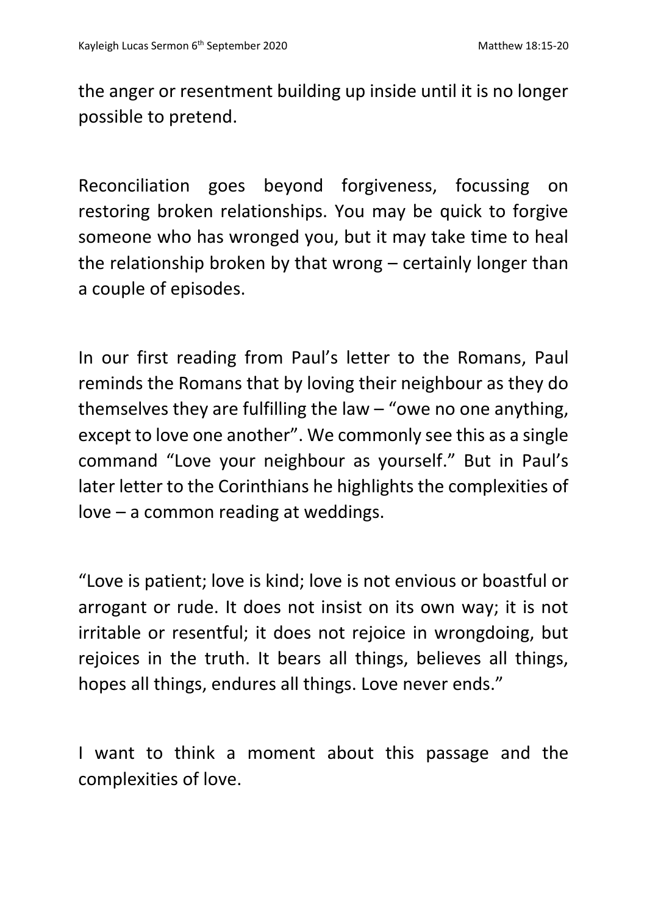the anger or resentment building up inside until it is no longer possible to pretend.

Reconciliation goes beyond forgiveness, focussing on restoring broken relationships. You may be quick to forgive someone who has wronged you, but it may take time to heal the relationship broken by that wrong – certainly longer than a couple of episodes.

In our first reading from Paul's letter to the Romans, Paul reminds the Romans that by loving their neighbour as they do themselves they are fulfilling the law – "owe no one anything, except to love one another". We commonly see this as a single command "Love your neighbour as yourself." But in Paul's later letter to the Corinthians he highlights the complexities of love – a common reading at weddings.

"Love is patient; love is kind; love is not envious or boastful or arrogant or rude. It does not insist on its own way; it is not irritable or resentful; it does not rejoice in wrongdoing, but rejoices in the truth. It bears all things, believes all things, hopes all things, endures all things. Love never ends."

I want to think a moment about this passage and the complexities of love.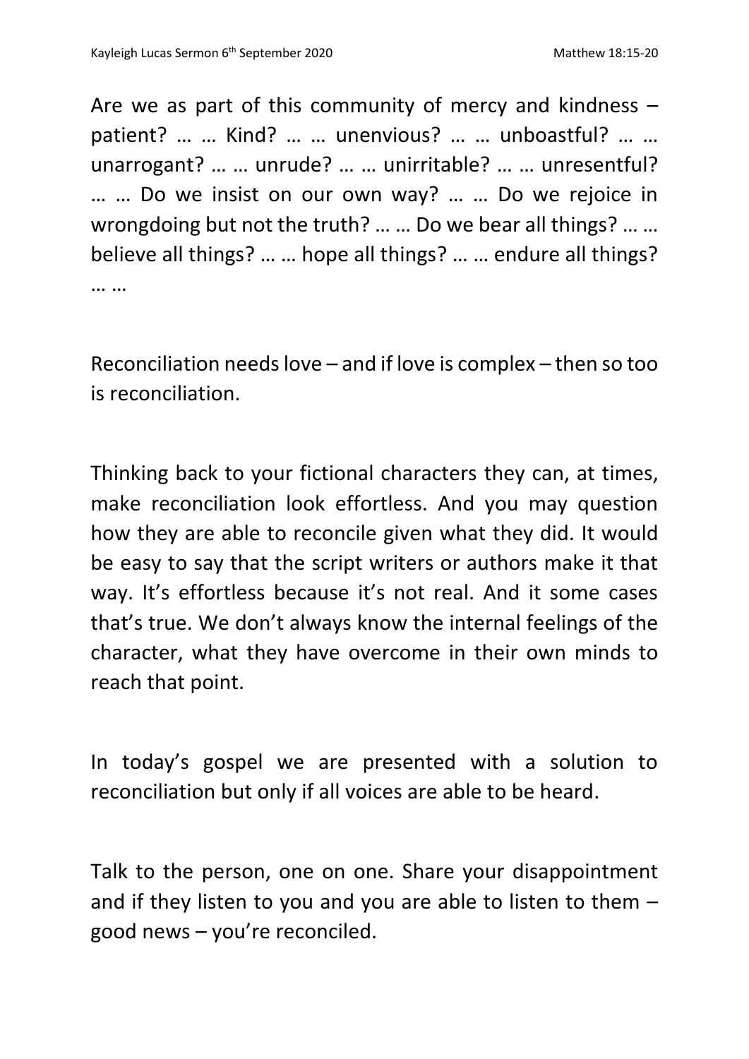Are we as part of this community of mercy and kindness – patient? … … Kind? … … unenvious? … … unboastful? … … unarrogant? … … unrude? … … unirritable? … … unresentful? … … Do we insist on our own way? … … Do we rejoice in wrongdoing but not the truth? … … Do we bear all things? … … believe all things? … … hope all things? … … endure all things? … …

Reconciliation needs love – and if love is complex – then so too is reconciliation.

Thinking back to your fictional characters they can, at times, make reconciliation look effortless. And you may question how they are able to reconcile given what they did. It would be easy to say that the script writers or authors make it that way. It's effortless because it's not real. And it some cases that's true. We don't always know the internal feelings of the character, what they have overcome in their own minds to reach that point.

In today's gospel we are presented with a solution to reconciliation but only if all voices are able to be heard.

Talk to the person, one on one. Share your disappointment and if they listen to you and you are able to listen to them – good news – you're reconciled.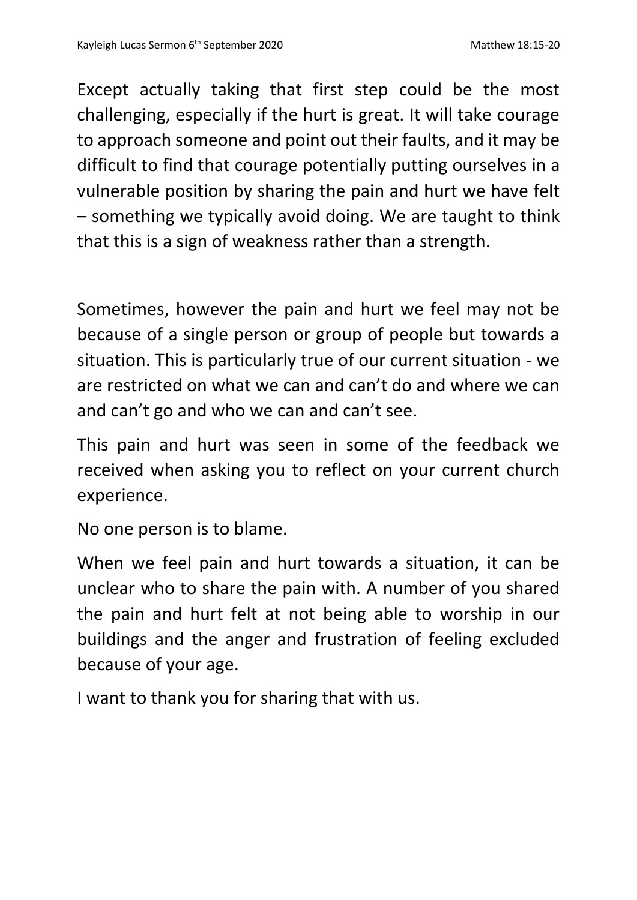Except actually taking that first step could be the most challenging, especially if the hurt is great. It will take courage to approach someone and point out their faults, and it may be difficult to find that courage potentially putting ourselves in a vulnerable position by sharing the pain and hurt we have felt – something we typically avoid doing. We are taught to think that this is a sign of weakness rather than a strength.

Sometimes, however the pain and hurt we feel may not be because of a single person or group of people but towards a situation. This is particularly true of our current situation - we are restricted on what we can and can't do and where we can and can't go and who we can and can't see.

This pain and hurt was seen in some of the feedback we received when asking you to reflect on your current church experience.

No one person is to blame.

When we feel pain and hurt towards a situation, it can be unclear who to share the pain with. A number of you shared the pain and hurt felt at not being able to worship in our buildings and the anger and frustration of feeling excluded because of your age.

I want to thank you for sharing that with us.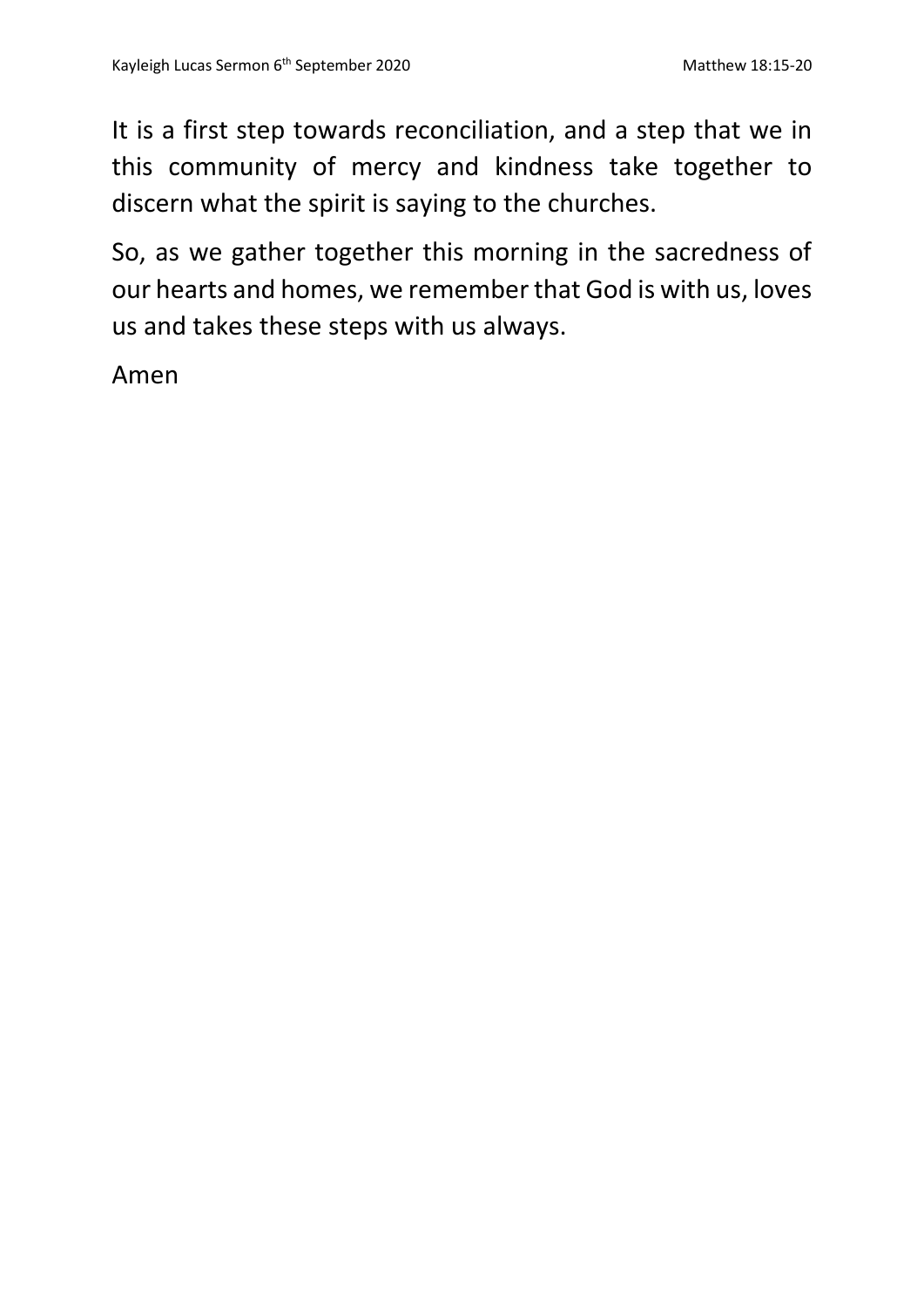It is a first step towards reconciliation, and a step that we in this community of mercy and kindness take together to discern what the spirit is saying to the churches.

So, as we gather together this morning in the sacredness of our hearts and homes, we remember that God is with us, loves us and takes these steps with us always.

Amen